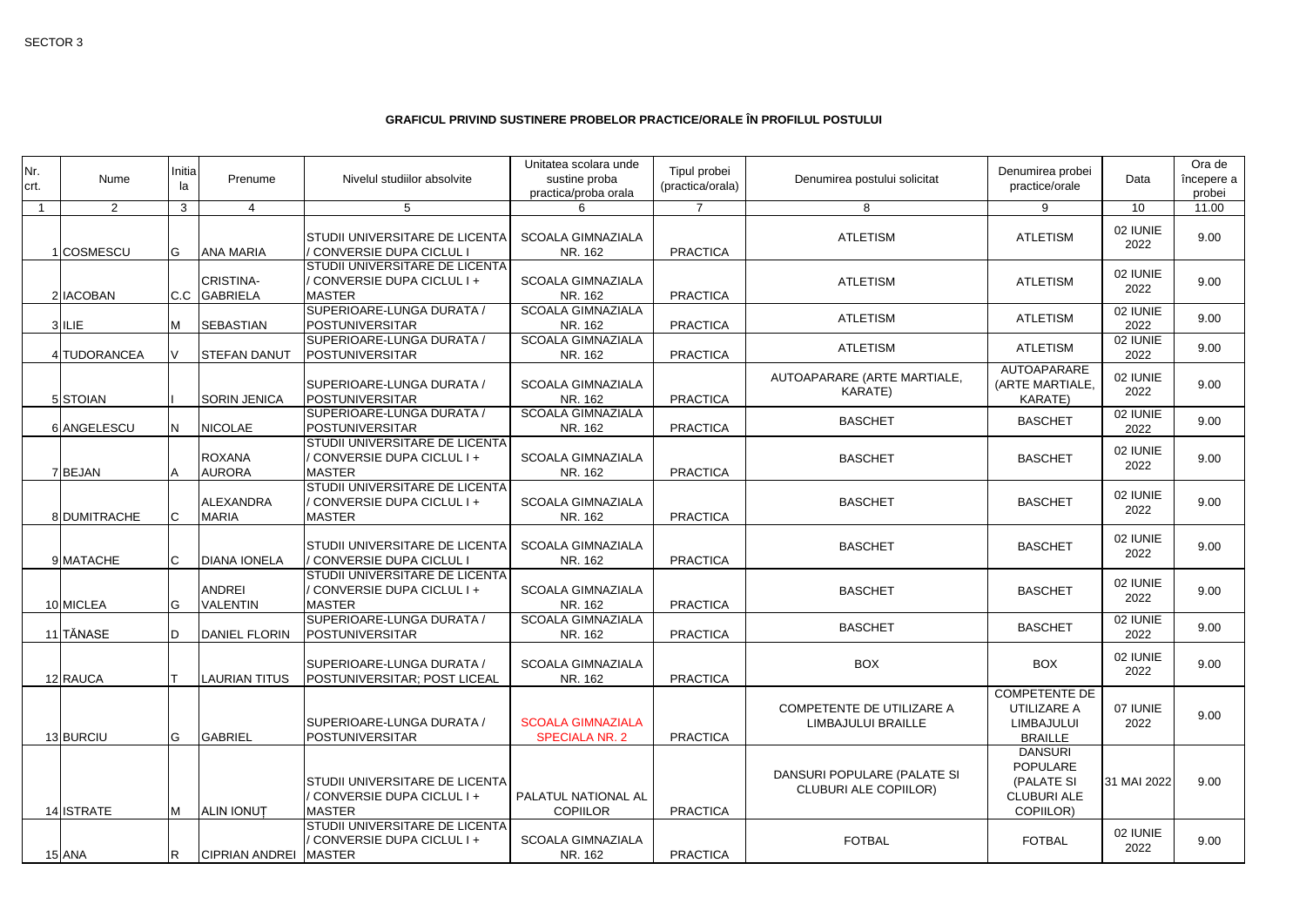SECTOR 3

## GRAFICUL PRIVIND SUSTINERE PROBELOR PRACTICE/ORALE ÎN PROFILUL POSTULUI

| Nr. crt. | Nume | Initiala | Prenume | Nivelul studiilor absolvite | Unitatea scolara unde sustine proba practica/proba orala | Tipul probei (practica/orala) | Denumirea postului solicitat | Denumirea probei practice/orale | Data | Ora de începere a probei |
|---|---|---|---|---|---|---|---|---|---|---|
| 1 | 2 | 3 | 4 | 5 | 6 | 7 | 8 | 9 | 10 | 11.00 |
| 1 | COSMESCU | G | ANA MARIA | STUDII UNIVERSITARE DE LICENTA / CONVERSIE DUPA CICLUL I | SCOALA GIMNAZIALA NR. 162 | PRACTICA | ATLETISM | ATLETISM | 02 IUNIE 2022 | 9.00 |
| 2 | IACOBAN | C.C | CRISTINA-GABRIELA | STUDII UNIVERSITARE DE LICENTA / CONVERSIE DUPA CICLUL I + MASTER | SCOALA GIMNAZIALA NR. 162 | PRACTICA | ATLETISM | ATLETISM | 02 IUNIE 2022 | 9.00 |
| 3 | ILIE | M | SEBASTIAN | SUPERIOARE-LUNGA DURATA / POSTUNIVERSITAR | SCOALA GIMNAZIALA NR. 162 | PRACTICA | ATLETISM | ATLETISM | 02 IUNIE 2022 | 9.00 |
| 4 | TUDORANCEA | V | STEFAN DANUT | SUPERIOARE-LUNGA DURATA / POSTUNIVERSITAR | SCOALA GIMNAZIALA NR. 162 | PRACTICA | ATLETISM | ATLETISM | 02 IUNIE 2022 | 9.00 |
| 5 | STOIAN | I | SORIN JENICA | SUPERIOARE-LUNGA DURATA / POSTUNIVERSITAR | SCOALA GIMNAZIALA NR. 162 | PRACTICA | AUTOAPARARE (ARTE MARTIALE, KARATE) | AUTOAPARARE (ARTE MARTIALE, KARATE) | 02 IUNIE 2022 | 9.00 |
| 6 | ANGELESCU | N | NICOLAE | SUPERIOARE-LUNGA DURATA / POSTUNIVERSITAR | SCOALA GIMNAZIALA NR. 162 | PRACTICA | BASCHET | BASCHET | 02 IUNIE 2022 | 9.00 |
| 7 | BEJAN | A | ROXANA AURORA | STUDII UNIVERSITARE DE LICENTA / CONVERSIE DUPA CICLUL I + MASTER | SCOALA GIMNAZIALA NR. 162 | PRACTICA | BASCHET | BASCHET | 02 IUNIE 2022 | 9.00 |
| 8 | DUMITRACHE | C | ALEXANDRA MARIA | STUDII UNIVERSITARE DE LICENTA / CONVERSIE DUPA CICLUL I + MASTER | SCOALA GIMNAZIALA NR. 162 | PRACTICA | BASCHET | BASCHET | 02 IUNIE 2022 | 9.00 |
| 9 | MATACHE | C | DIANA IONELA | STUDII UNIVERSITARE DE LICENTA / CONVERSIE DUPA CICLUL I | SCOALA GIMNAZIALA NR. 162 | PRACTICA | BASCHET | BASCHET | 02 IUNIE 2022 | 9.00 |
| 10 | MICLEA | G | ANDREI VALENTIN | STUDII UNIVERSITARE DE LICENTA / CONVERSIE DUPA CICLUL I + MASTER | SCOALA GIMNAZIALA NR. 162 | PRACTICA | BASCHET | BASCHET | 02 IUNIE 2022 | 9.00 |
| 11 | TĂNASE | D | DANIEL FLORIN | SUPERIOARE-LUNGA DURATA / POSTUNIVERSITAR | SCOALA GIMNAZIALA NR. 162 | PRACTICA | BASCHET | BASCHET | 02 IUNIE 2022 | 9.00 |
| 12 | RAUCA | T | LAURIAN TITUS | SUPERIOARE-LUNGA DURATA / POSTUNIVERSITAR; POST LICEAL | SCOALA GIMNAZIALA NR. 162 | PRACTICA | BOX | BOX | 02 IUNIE 2022 | 9.00 |
| 13 | BURCIU | G | GABRIEL | SUPERIOARE-LUNGA DURATA / POSTUNIVERSITAR | SCOALA GIMNAZIALA SPECIALA NR. 2 | PRACTICA | COMPETENTE DE UTILIZARE A LIMBAJULUI BRAILLE | COMPETENTE DE UTILIZARE A LIMBAJULUI BRAILLE | 07 IUNIE 2022 | 9.00 |
| 14 | ISTRATE | M | ALIN IONUȚ | STUDII UNIVERSITARE DE LICENTA / CONVERSIE DUPA CICLUL I + MASTER | PALATUL NATIONAL AL COPIILOR | PRACTICA | DANSURI POPULARE (PALATE SI CLUBURI ALE COPIILOR) | DANSURI POPULARE (PALATE SI CLUBURI ALE COPIILOR) | 31 MAI 2022 | 9.00 |
| 15 | ANA | R | CIPRIAN ANDREI | STUDII UNIVERSITARE DE LICENTA / CONVERSIE DUPA CICLUL I + MASTER | SCOALA GIMNAZIALA NR. 162 | PRACTICA | FOTBAL | FOTBAL | 02 IUNIE 2022 | 9.00 |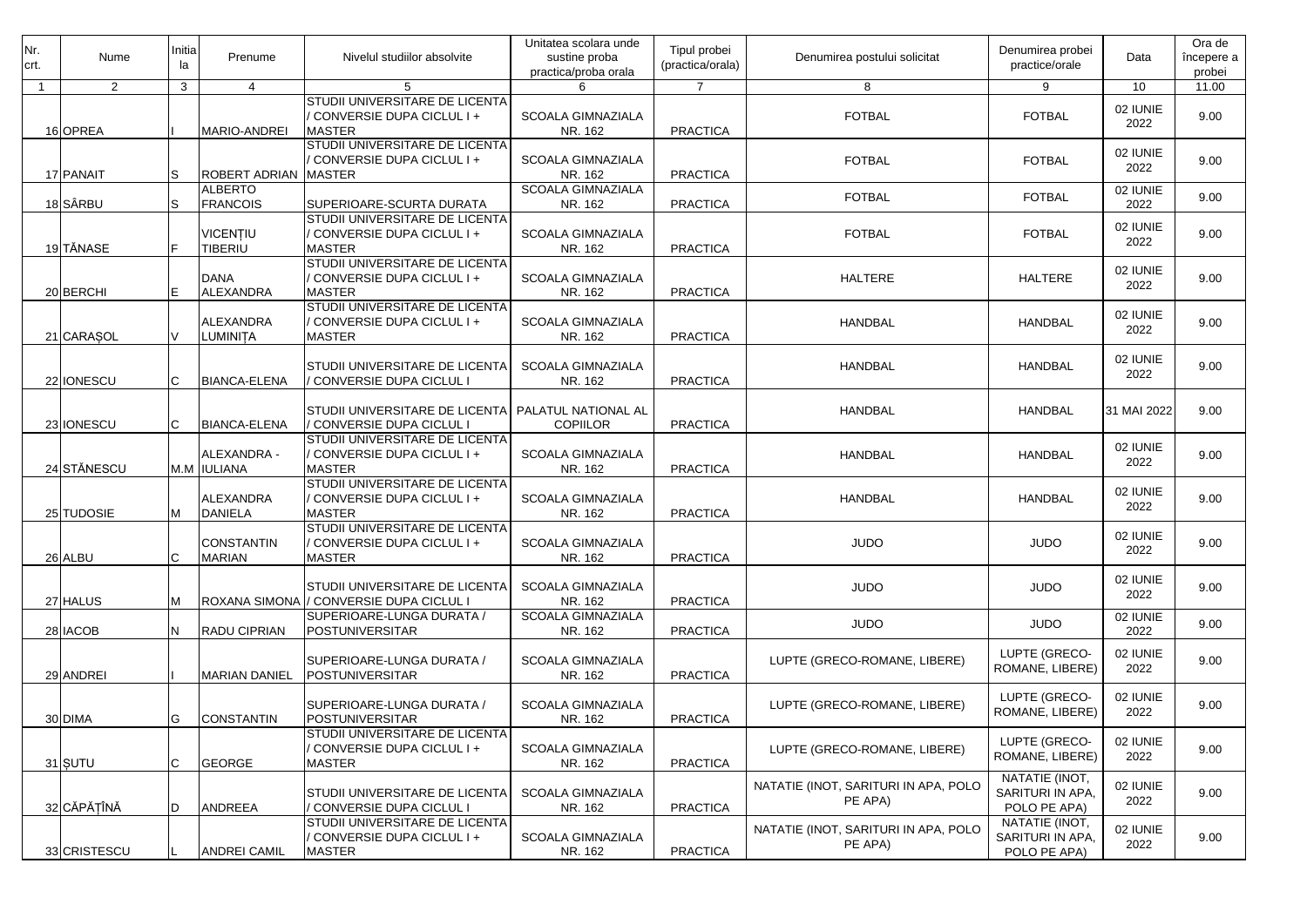| Nr. crt. | Nume | Initiala | Prenume | Nivelul studiilor absolvite | Unitatea scolara unde sustine proba practica/proba orala | Tipul probei (practica/orala) | Denumirea postului solicitat | Denumirea probei practice/orale | Data | Ora de începere a probei |
|---|---|---|---|---|---|---|---|---|---|---|
| 1 | 2 | 3 | 4 | 5 | 6 | 7 | 8 | 9 | 10 | 11.00 |
| 16 | OPREA | I | MARIO-ANDREI | STUDII UNIVERSITARE DE LICENTA / CONVERSIE DUPA CICLUL I + MASTER | SCOALA GIMNAZIALA NR. 162 | PRACTICA | FOTBAL | FOTBAL | 02 IUNIE 2022 | 9.00 |
| 17 | PANAIT | S | ROBERT ADRIAN | STUDII UNIVERSITARE DE LICENTA / CONVERSIE DUPA CICLUL I + MASTER | SCOALA GIMNAZIALA NR. 162 | PRACTICA | FOTBAL | FOTBAL | 02 IUNIE 2022 | 9.00 |
| 18 | SÂRBU | S | ALBERTO FRANCOIS | SUPERIOARE-SCURTA DURATA | SCOALA GIMNAZIALA NR. 162 | PRACTICA | FOTBAL | FOTBAL | 02 IUNIE 2022 | 9.00 |
| 19 | TĂNASE | F | VICENȚIU TIBERIU | STUDII UNIVERSITARE DE LICENTA / CONVERSIE DUPA CICLUL I + MASTER | SCOALA GIMNAZIALA NR. 162 | PRACTICA | FOTBAL | FOTBAL | 02 IUNIE 2022 | 9.00 |
| 20 | BERCHI | E | DANA ALEXANDRA | STUDII UNIVERSITARE DE LICENTA / CONVERSIE DUPA CICLUL I + MASTER | SCOALA GIMNAZIALA NR. 162 | PRACTICA | HALTERE | HALTERE | 02 IUNIE 2022 | 9.00 |
| 21 | CARAȘOL | V | ALEXANDRA LUMINIȚA | STUDII UNIVERSITARE DE LICENTA / CONVERSIE DUPA CICLUL I + MASTER | SCOALA GIMNAZIALA NR. 162 | PRACTICA | HANDBAL | HANDBAL | 02 IUNIE 2022 | 9.00 |
| 22 | IONESCU | C | BIANCA-ELENA | STUDII UNIVERSITARE DE LICENTA / CONVERSIE DUPA CICLUL I | SCOALA GIMNAZIALA NR. 162 | PRACTICA | HANDBAL | HANDBAL | 02 IUNIE 2022 | 9.00 |
| 23 | IONESCU | C | BIANCA-ELENA | STUDII UNIVERSITARE DE LICENTA / CONVERSIE DUPA CICLUL I | PALATUL NATIONAL AL COPIILOR | PRACTICA | HANDBAL | HANDBAL | 31 MAI 2022 | 9.00 |
| 24 | STĂNESCU | M.M | ALEXANDRA - IULIANA | STUDII UNIVERSITARE DE LICENTA / CONVERSIE DUPA CICLUL I + MASTER | SCOALA GIMNAZIALA NR. 162 | PRACTICA | HANDBAL | HANDBAL | 02 IUNIE 2022 | 9.00 |
| 25 | TUDOSIE | M | ALEXANDRA DANIELA | STUDII UNIVERSITARE DE LICENTA / CONVERSIE DUPA CICLUL I + MASTER | SCOALA GIMNAZIALA NR. 162 | PRACTICA | HANDBAL | HANDBAL | 02 IUNIE 2022 | 9.00 |
| 26 | ALBU | C | CONSTANTIN MARIAN | STUDII UNIVERSITARE DE LICENTA / CONVERSIE DUPA CICLUL I + MASTER | SCOALA GIMNAZIALA NR. 162 | PRACTICA | JUDO | JUDO | 02 IUNIE 2022 | 9.00 |
| 27 | HALUS | M | ROXANA SIMONA | STUDII UNIVERSITARE DE LICENTA / CONVERSIE DUPA CICLUL I | SCOALA GIMNAZIALA NR. 162 | PRACTICA | JUDO | JUDO | 02 IUNIE 2022 | 9.00 |
| 28 | IACOB | N | RADU CIPRIAN | SUPERIOARE-LUNGA DURATA / POSTUNIVERSITAR | SCOALA GIMNAZIALA NR. 162 | PRACTICA | JUDO | JUDO | 02 IUNIE 2022 | 9.00 |
| 29 | ANDREI | I | MARIAN DANIEL | SUPERIOARE-LUNGA DURATA / POSTUNIVERSITAR | SCOALA GIMNAZIALA NR. 162 | PRACTICA | LUPTE (GRECO-ROMANE, LIBERE) | LUPTE (GRECO-ROMANE, LIBERE) | 02 IUNIE 2022 | 9.00 |
| 30 | DIMA | G | CONSTANTIN | SUPERIOARE-LUNGA DURATA / POSTUNIVERSITAR | SCOALA GIMNAZIALA NR. 162 | PRACTICA | LUPTE (GRECO-ROMANE, LIBERE) | LUPTE (GRECO-ROMANE, LIBERE) | 02 IUNIE 2022 | 9.00 |
| 31 | ȘUTU | C | GEORGE | STUDII UNIVERSITARE DE LICENTA / CONVERSIE DUPA CICLUL I + MASTER | SCOALA GIMNAZIALA NR. 162 | PRACTICA | LUPTE (GRECO-ROMANE, LIBERE) | LUPTE (GRECO-ROMANE, LIBERE) | 02 IUNIE 2022 | 9.00 |
| 32 | CĂPĂȚÎNĂ | D | ANDREEA | STUDII UNIVERSITARE DE LICENTA / CONVERSIE DUPA CICLUL I | SCOALA GIMNAZIALA NR. 162 | PRACTICA | NATATIE (INOT, SARITURI IN APA, POLO PE APA) | NATATIE (INOT, SARITURI IN APA, POLO PE APA) | 02 IUNIE 2022 | 9.00 |
| 33 | CRISTESCU | L | ANDREI CAMIL | STUDII UNIVERSITARE DE LICENTA / CONVERSIE DUPA CICLUL I + MASTER | SCOALA GIMNAZIALA NR. 162 | PRACTICA | NATATIE (INOT, SARITURI IN APA, POLO PE APA) | NATATIE (INOT, SARITURI IN APA, POLO PE APA) | 02 IUNIE 2022 | 9.00 |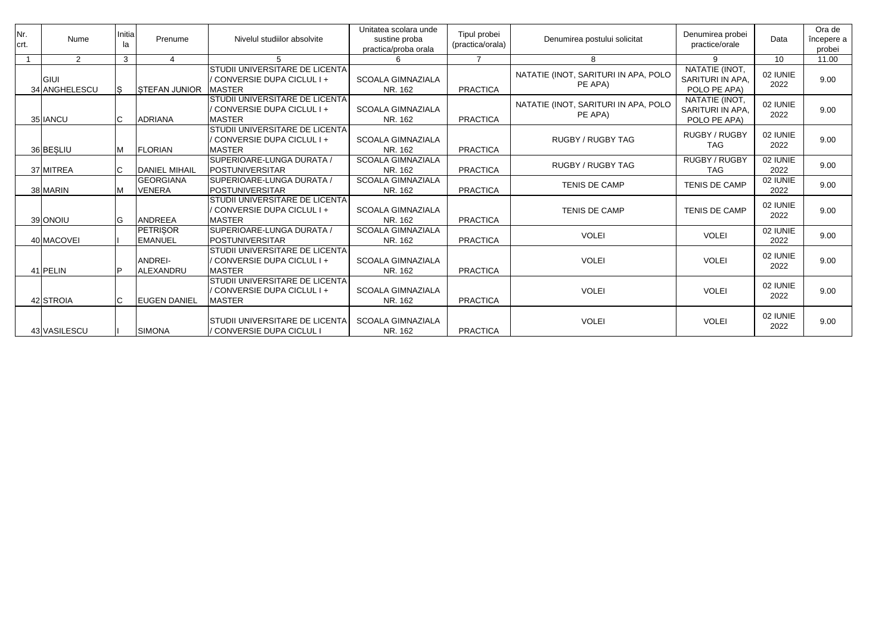| Nr. crt. | Nume | Initiala | Prenume | Nivelul studiilor absolvite | Unitatea scolara unde sustine proba practica/proba orala | Tipul probei (practica/orala) | Denumirea postului solicitat | Denumirea probei practice/orale | Data | Ora de începere a probei |
|---|---|---|---|---|---|---|---|---|---|---|
| 1 | 2 | 3 | 4 | 5 | 6 | 7 | 8 | 9 | 10 | 11.00 |
| 34 | GIUI ANGHELESCU | Ș | ȘTEFAN JUNIOR | STUDII UNIVERSITARE DE LICENTA / CONVERSIE DUPA CICLUL I + MASTER | SCOALA GIMNAZIALA NR. 162 | PRACTICA | NATATIE (INOT, SARITURI IN APA, POLO PE APA) | NATATIE (INOT, SARITURI IN APA, POLO PE APA) | 02 IUNIE 2022 | 9.00 |
| 35 | IANCU | C | ADRIANA | STUDII UNIVERSITARE DE LICENTA / CONVERSIE DUPA CICLUL I + MASTER | SCOALA GIMNAZIALA NR. 162 | PRACTICA | NATATIE (INOT, SARITURI IN APA, POLO PE APA) | NATATIE (INOT, SARITURI IN APA, POLO PE APA) | 02 IUNIE 2022 | 9.00 |
| 36 | BEȘLIU | M | FLORIAN | STUDII UNIVERSITARE DE LICENTA / CONVERSIE DUPA CICLUL I + MASTER | SCOALA GIMNAZIALA NR. 162 | PRACTICA | RUGBY / RUGBY TAG | RUGBY / RUGBY TAG | 02 IUNIE 2022 | 9.00 |
| 37 | MITREA | C | DANIEL MIHAIL | SUPERIOARE-LUNGA DURATA / POSTUNIVERSITAR | SCOALA GIMNAZIALA NR. 162 | PRACTICA | RUGBY / RUGBY TAG | RUGBY / RUGBY TAG | 02 IUNIE 2022 | 9.00 |
| 38 | MARIN | M | GEORGIANA VENERA | SUPERIOARE-LUNGA DURATA / POSTUNIVERSITAR | SCOALA GIMNAZIALA NR. 162 | PRACTICA | TENIS DE CAMP | TENIS DE CAMP | 02 IUNIE 2022 | 9.00 |
| 39 | ONOIU | G | ANDREEA | STUDII UNIVERSITARE DE LICENTA / CONVERSIE DUPA CICLUL I + MASTER | SCOALA GIMNAZIALA NR. 162 | PRACTICA | TENIS DE CAMP | TENIS DE CAMP | 02 IUNIE 2022 | 9.00 |
| 40 | MACOVEI | I | PETRIȘOR EMANUEL | SUPERIOARE-LUNGA DURATA / POSTUNIVERSITAR | SCOALA GIMNAZIALA NR. 162 | PRACTICA | VOLEI | VOLEI | 02 IUNIE 2022 | 9.00 |
| 41 | PELIN | P | ANDREI-ALEXANDRU | STUDII UNIVERSITARE DE LICENTA / CONVERSIE DUPA CICLUL I + MASTER | SCOALA GIMNAZIALA NR. 162 | PRACTICA | VOLEI | VOLEI | 02 IUNIE 2022 | 9.00 |
| 42 | STROIA | C | EUGEN DANIEL | STUDII UNIVERSITARE DE LICENTA / CONVERSIE DUPA CICLUL I + MASTER | SCOALA GIMNAZIALA NR. 162 | PRACTICA | VOLEI | VOLEI | 02 IUNIE 2022 | 9.00 |
| 43 | VASILESCU | I | SIMONA | STUDII UNIVERSITARE DE LICENTA / CONVERSIE DUPA CICLUL I | SCOALA GIMNAZIALA NR. 162 | PRACTICA | VOLEI | VOLEI | 02 IUNIE 2022 | 9.00 |